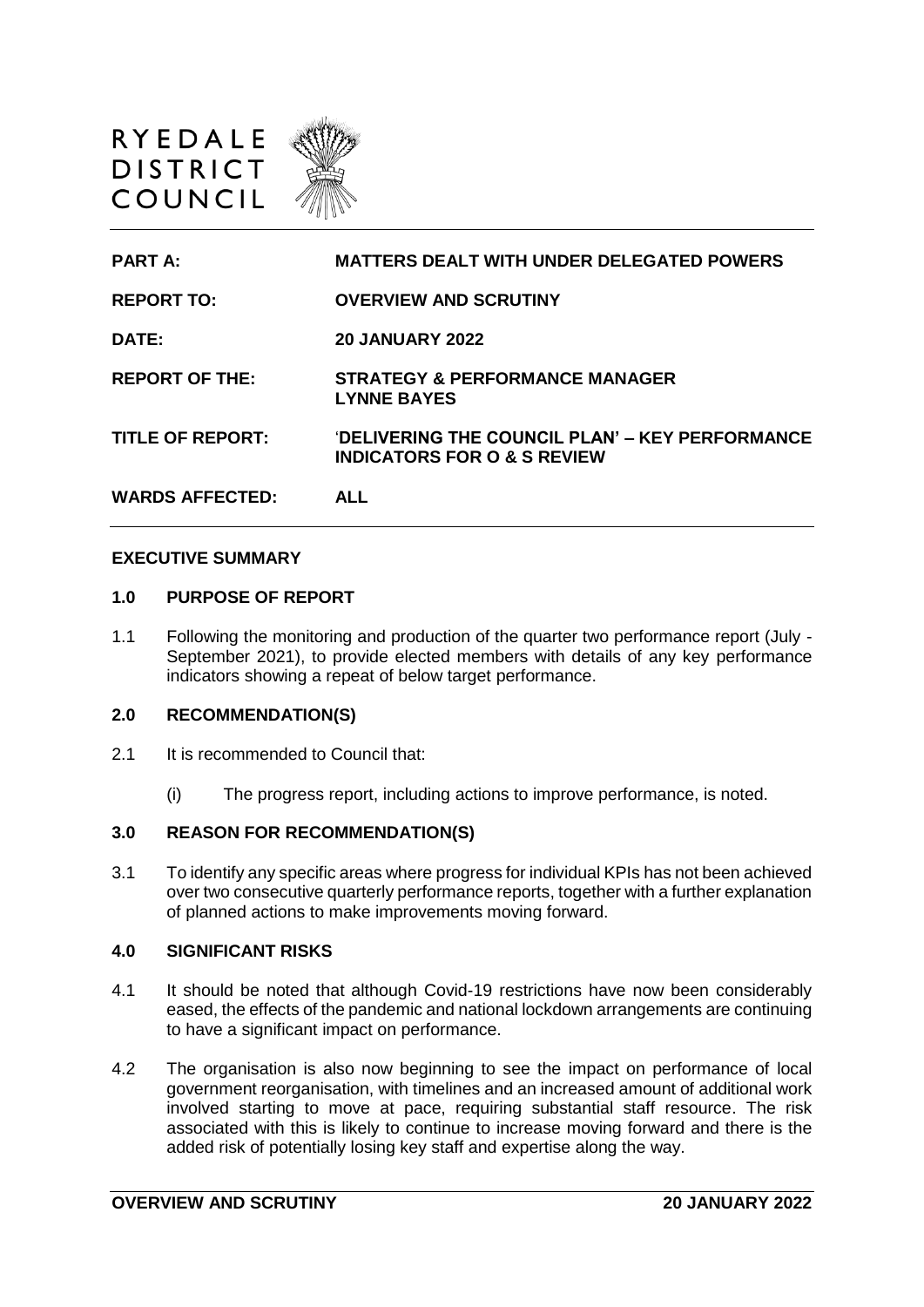RYEDALE DISTRICT COUNCIL

| | |
|---|---|
| **PART A:** | **MATTERS DEALT WITH UNDER DELEGATED POWERS** |
| **REPORT TO:** | **OVERVIEW AND SCRUTINY** |
| **DATE:** | **20 JANUARY 2022** |
| **REPORT OF THE:** | **STRATEGY & PERFORMANCE MANAGER LYNNE BAYES** |
| **TITLE OF REPORT:** | '**DELIVERING THE COUNCIL PLAN' – KEY PERFORMANCE INDICATORS FOR O & S REVIEW** |
| **WARDS AFFECTED:** | **ALL** |

**EXECUTIVE SUMMARY**

**1.0 PURPOSE OF REPORT**

1.1 Following the monitoring and production of the quarter two performance report (July - September 2021), to provide elected members with details of any key performance indicators showing a repeat of below target performance.

**2.0 RECOMMENDATION(S)**

2.1 It is recommended to Council that:

(i) The progress report, including actions to improve performance, is noted.

**3.0 REASON FOR RECOMMENDATION(S)**

3.1 To identify any specific areas where progress for individual KPIs has not been achieved over two consecutive quarterly performance reports, together with a further explanation of planned actions to make improvements moving forward.

**4.0 SIGNIFICANT RISKS**

4.1 It should be noted that although Covid-19 restrictions have now been considerably eased, the effects of the pandemic and national lockdown arrangements are continuing to have a significant impact on performance.

4.2 The organisation is also now beginning to see the impact on performance of local government reorganisation, with timelines and an increased amount of additional work involved starting to move at pace, requiring substantial staff resource. The risk associated with this is likely to continue to increase moving forward and there is the added risk of potentially losing key staff and expertise along the way.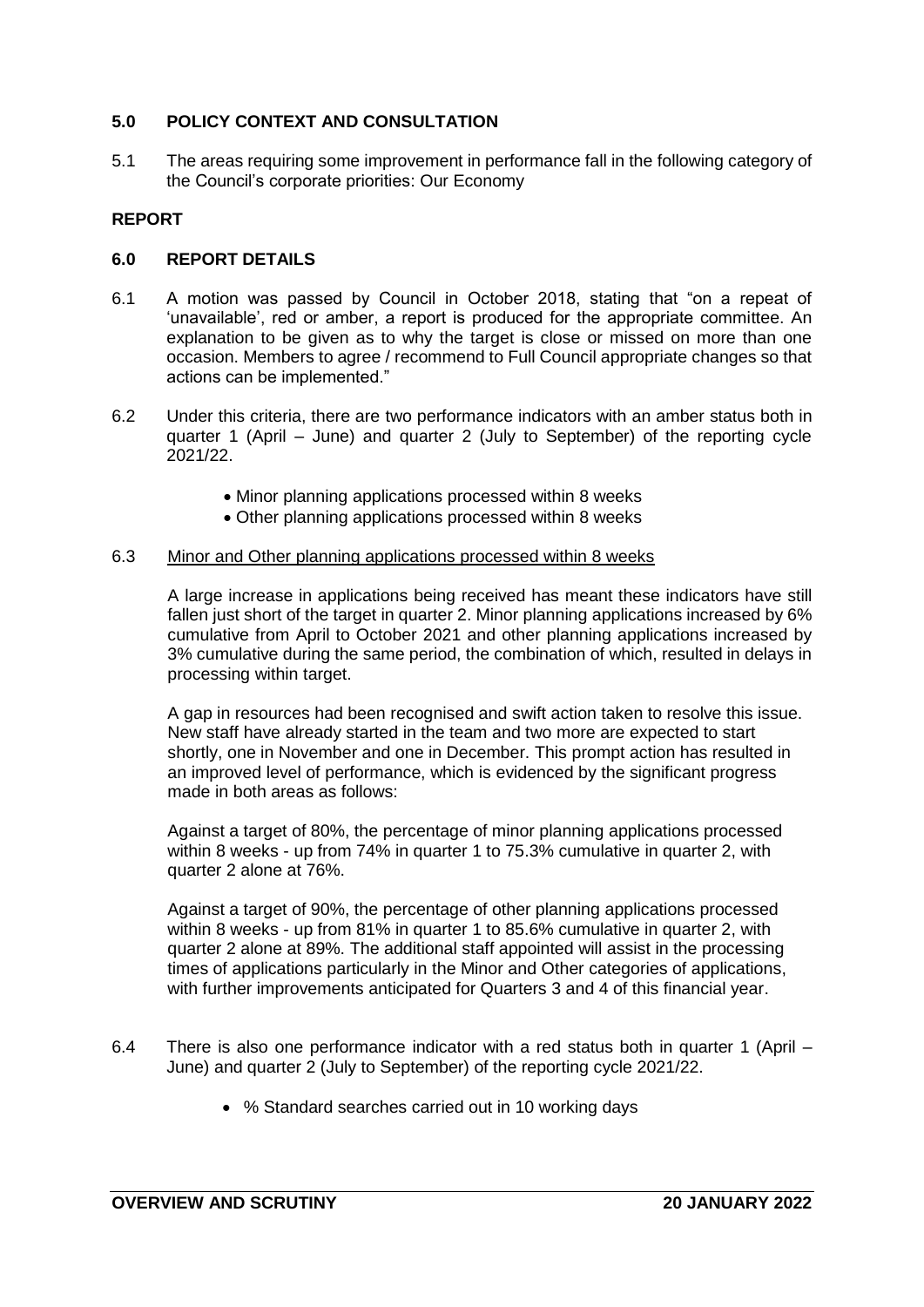## 5.0 POLICY CONTEXT AND CONSULTATION

5.1 The areas requiring some improvement in performance fall in the following category of the Council's corporate priorities: Our Economy

## REPORT

## 6.0 REPORT DETAILS

6.1 A motion was passed by Council in October 2018, stating that "on a repeat of 'unavailable', red or amber, a report is produced for the appropriate committee. An explanation to be given as to why the target is close or missed on more than one occasion. Members to agree / recommend to Full Council appropriate changes so that actions can be implemented."

6.2 Under this criteria, there are two performance indicators with an amber status both in quarter 1 (April – June) and quarter 2 (July to September) of the reporting cycle 2021/22.

- Minor planning applications processed within 8 weeks
- Other planning applications processed within 8 weeks

6.3 Minor and Other planning applications processed within 8 weeks

A large increase in applications being received has meant these indicators have still fallen just short of the target in quarter 2. Minor planning applications increased by 6% cumulative from April to October 2021 and other planning applications increased by 3% cumulative during the same period, the combination of which, resulted in delays in processing within target.

A gap in resources had been recognised and swift action taken to resolve this issue. New staff have already started in the team and two more are expected to start shortly, one in November and one in December. This prompt action has resulted in an improved level of performance, which is evidenced by the significant progress made in both areas as follows:

Against a target of 80%, the percentage of minor planning applications processed within 8 weeks - up from 74% in quarter 1 to 75.3% cumulative in quarter 2, with quarter 2 alone at 76%.

Against a target of 90%, the percentage of other planning applications processed within 8 weeks - up from 81% in quarter 1 to 85.6% cumulative in quarter 2, with quarter 2 alone at 89%. The additional staff appointed will assist in the processing times of applications particularly in the Minor and Other categories of applications, with further improvements anticipated for Quarters 3 and 4 of this financial year.

6.4 There is also one performance indicator with a red status both in quarter 1 (April – June) and quarter 2 (July to September) of the reporting cycle 2021/22.

- % Standard searches carried out in 10 working days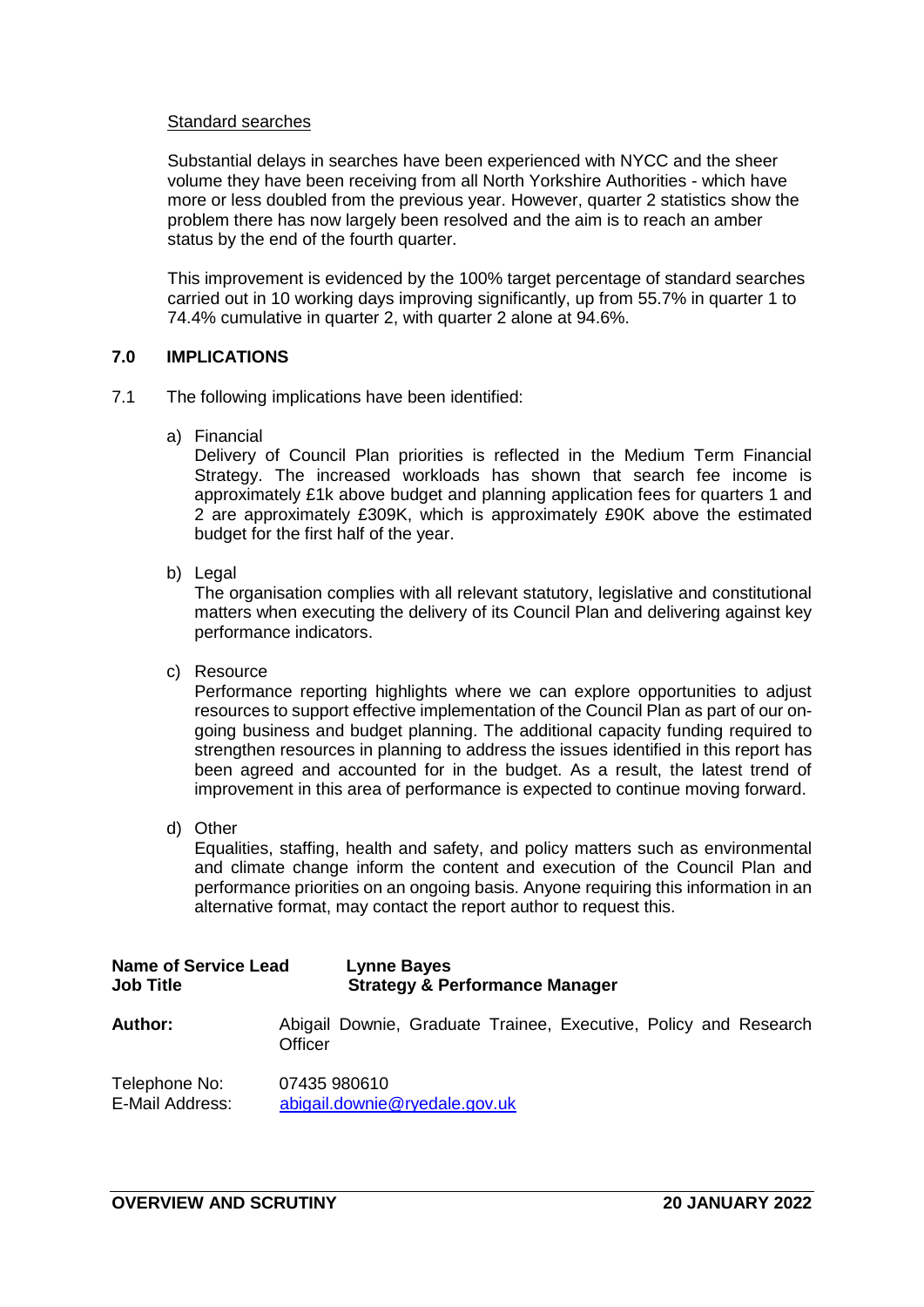Standard searches

Substantial delays in searches have been experienced with NYCC and the sheer volume they have been receiving from all North Yorkshire Authorities - which have more or less doubled from the previous year. However, quarter 2 statistics show the problem there has now largely been resolved and the aim is to reach an amber status by the end of the fourth quarter.

This improvement is evidenced by the 100% target percentage of standard searches carried out in 10 working days improving significantly, up from 55.7% in quarter 1 to 74.4% cumulative in quarter 2, with quarter 2 alone at 94.6%.

## 7.0 IMPLICATIONS

7.1 The following implications have been identified:

a) Financial
Delivery of Council Plan priorities is reflected in the Medium Term Financial Strategy. The increased workloads has shown that search fee income is approximately £1k above budget and planning application fees for quarters 1 and 2 are approximately £309K, which is approximately £90K above the estimated budget for the first half of the year.

b) Legal
The organisation complies with all relevant statutory, legislative and constitutional matters when executing the delivery of its Council Plan and delivering against key performance indicators.

c) Resource
Performance reporting highlights where we can explore opportunities to adjust resources to support effective implementation of the Council Plan as part of our on-going business and budget planning. The additional capacity funding required to strengthen resources in planning to address the issues identified in this report has been agreed and accounted for in the budget. As a result, the latest trend of improvement in this area of performance is expected to continue moving forward.

d) Other
Equalities, staffing, health and safety, and policy matters such as environmental and climate change inform the content and execution of the Council Plan and performance priorities on an ongoing basis. Anyone requiring this information in an alternative format, may contact the report author to request this.

**Name of Service Lead** **Lynne Bayes**
**Job Title** **Strategy & Performance Manager**

**Author:** Abigail Downie, Graduate Trainee, Executive, Policy and Research Officer

Telephone No: 07435 980610
E-Mail Address: abigail.downie@ryedale.gov.uk